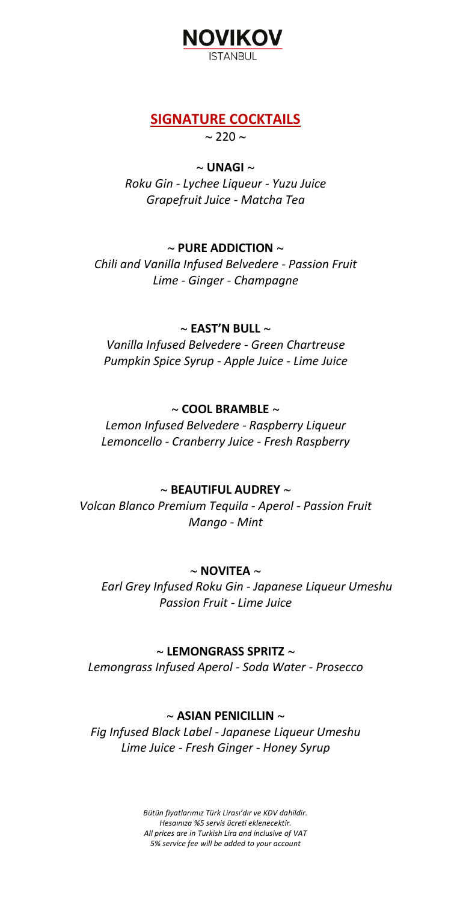# NOVIKOV

ISTANBUL

## SIGNATURE COCKTAILS

~ 220 ~

### ~ UNAGI ~

*Roku Gin - Lychee Liqueur - Yuzu Juice*
*Grapefruit Juice - Matcha Tea*

### ~ PURE ADDICTION ~

*Chili and Vanilla Infused Belvedere - Passion Fruit*
*Lime - Ginger - Champagne*

### ~ EAST'N BULL ~

*Vanilla Infused Belvedere - Green Chartreuse*
*Pumpkin Spice Syrup - Apple Juice - Lime Juice*

### ~ COOL BRAMBLE ~

*Lemon Infused Belvedere - Raspberry Liqueur*
*Lemoncello - Cranberry Juice - Fresh Raspberry*

### ~ BEAUTIFUL AUDREY ~

*Volcan Blanco Premium Tequila - Aperol - Passion Fruit*
*Mango - Mint*

### ~ NOVITEA ~

*Earl Grey Infused Roku Gin - Japanese Liqueur Umeshu*
*Passion Fruit - Lime Juice*

### ~ LEMONGRASS SPRITZ ~

*Lemongrass Infused Aperol - Soda Water - Prosecco*

### ~ ASIAN PENICILLIN ~

*Fig Infused Black Label - Japanese Liqueur Umeshu*
*Lime Juice - Fresh Ginger - Honey Syrup*

*Bütün fiyatlarımız Türk Lirası'dır ve KDV dahildir.*
*Hesaınıza %5 servis ücreti eklenecektir.*
*All prices are in Turkish Lira and inclusive of VAT*
*5% service fee will be added to your account*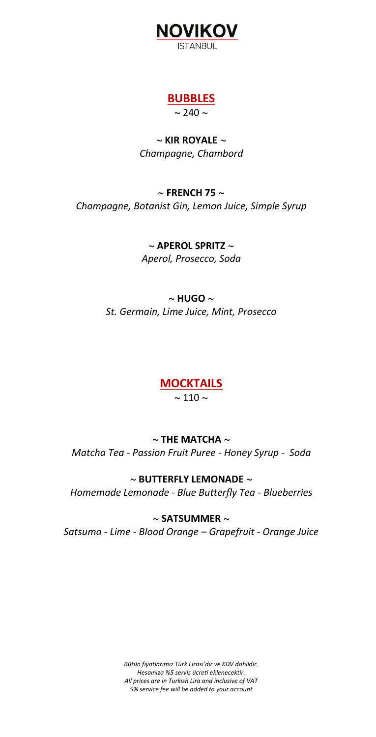# NOVIKOV

ISTANBUL

## BUBBLES

~ 240 ~

**~ KIR ROYALE ~**

*Champagne, Chambord*

**~ FRENCH 75 ~**

*Champagne, Botanist Gin, Lemon Juice, Simple Syrup*

**~ APEROL SPRITZ ~**

*Aperol, Prosecco, Soda*

**~ HUGO ~**

*St. Germain, Lime Juice, Mint, Prosecco*

## MOCKTAILS

~ 110 ~

**~ THE MATCHA ~**

*Matcha Tea - Passion Fruit Puree - Honey Syrup - Soda*

**~ BUTTERFLY LEMONADE ~**

*Homemade Lemonade - Blue Butterfly Tea - Blueberries*

**~ SATSUMMER ~**

*Satsuma - Lime - Blood Orange – Grapefruit - Orange Juice*

*Bütün fiyatlarımız Türk Lirası'dır ve KDV dahildir.*
*Hesaınıza %5 servis ücreti eklenecektir.*
*All prices are in Turkish Lira and inclusive of VAT*
*5% service fee will be added to your account*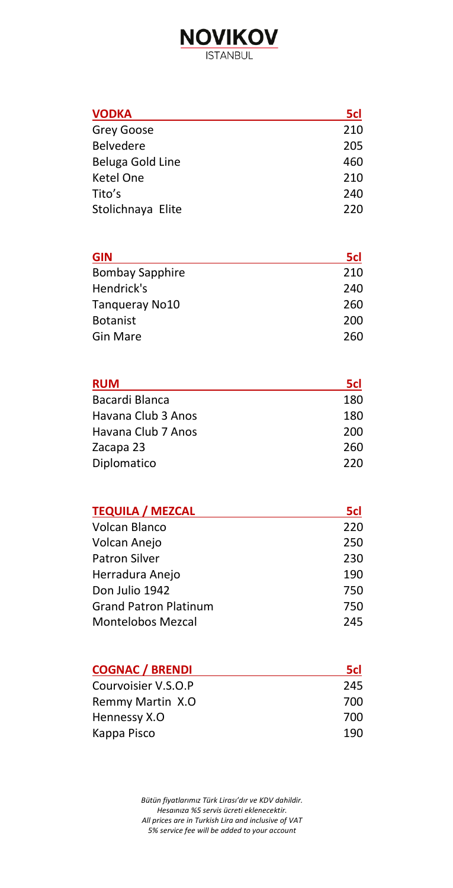# NOVIKOV

ISTANBUL

| VODKA | 5cl |
|---|---|
| Grey Goose | 210 |
| Belvedere | 205 |
| Beluga Gold Line | 460 |
| Ketel One | 210 |
| Tito's | 240 |
| Stolichnaya Elite | 220 |

| GIN | 5cl |
|---|---|
| Bombay Sapphire | 210 |
| Hendrick's | 240 |
| Tanqueray No10 | 260 |
| Botanist | 200 |
| Gin Mare | 260 |

| RUM | 5cl |
|---|---|
| Bacardi Blanca | 180 |
| Havana Club 3 Anos | 180 |
| Havana Club 7 Anos | 200 |
| Zacapa 23 | 260 |
| Diplomatico | 220 |

| TEQUILA / MEZCAL | 5cl |
|---|---|
| Volcan Blanco | 220 |
| Volcan Anejo | 250 |
| Patron Silver | 230 |
| Herradura Anejo | 190 |
| Don Julio 1942 | 750 |
| Grand Patron Platinum | 750 |
| Montelobos Mezcal | 245 |

| COGNAC / BRENDI | 5cl |
|---|---|
| Courvoisier V.S.O.P | 245 |
| Remmy Martin X.O | 700 |
| Hennessy X.O | 700 |
| Kappa Pisco | 190 |

*Bütün fiyatlarımız Türk Lirası'dır ve KDV dahildir.*
*Hesaınıza %5 servis ücreti eklenecektir.*
*All prices are in Turkish Lira and inclusive of VAT*
*5% service fee will be added to your account*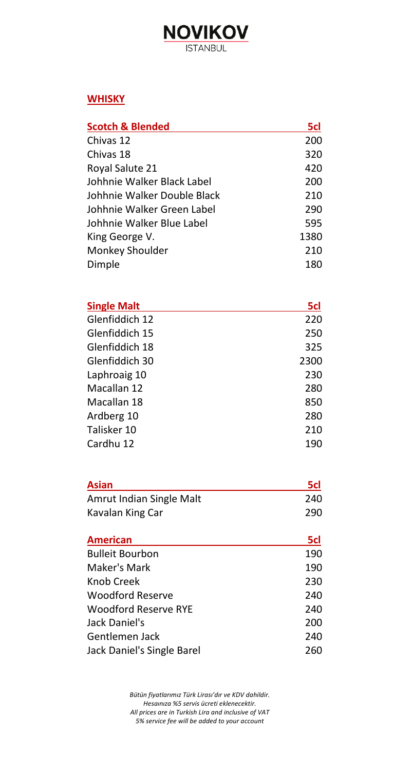# NOVIKOV

ISTANBUL

## WHISKY

| Scotch & Blended | 5cl |
| --- | --- |
| Chivas 12 | 200 |
| Chivas 18 | 320 |
| Royal Salute 21 | 420 |
| Johhnie Walker Black Label | 200 |
| Johhnie Walker Double Black | 210 |
| Johhnie Walker Green Label | 290 |
| Johhnie Walker Blue Label | 595 |
| King George V. | 1380 |
| Monkey Shoulder | 210 |
| Dimple | 180 |

| Single Malt | 5cl |
| --- | --- |
| Glenfiddich 12 | 220 |
| Glenfiddich 15 | 250 |
| Glenfiddich 18 | 325 |
| Glenfiddich 30 | 2300 |
| Laphroaig 10 | 230 |
| Macallan 12 | 280 |
| Macallan 18 | 850 |
| Ardberg 10 | 280 |
| Talisker 10 | 210 |
| Cardhu 12 | 190 |

| Asian | 5cl |
| --- | --- |
| Amrut Indian Single Malt | 240 |
| Kavalan King Car | 290 |

| American | 5cl |
| --- | --- |
| Bulleit Bourbon | 190 |
| Maker's Mark | 190 |
| Knob Creek | 230 |
| Woodford Reserve | 240 |
| Woodford Reserve RYE | 240 |
| Jack Daniel's | 200 |
| Gentlemen Jack | 240 |
| Jack Daniel's Single Barel | 260 |

*Bütün fiyatlarımız Türk Lirası'dır ve KDV dahildir.*
*Hesaınıza %5 servis ücreti eklenecektir.*
*All prices are in Turkish Lira and inclusive of VAT*
*5% service fee will be added to your account*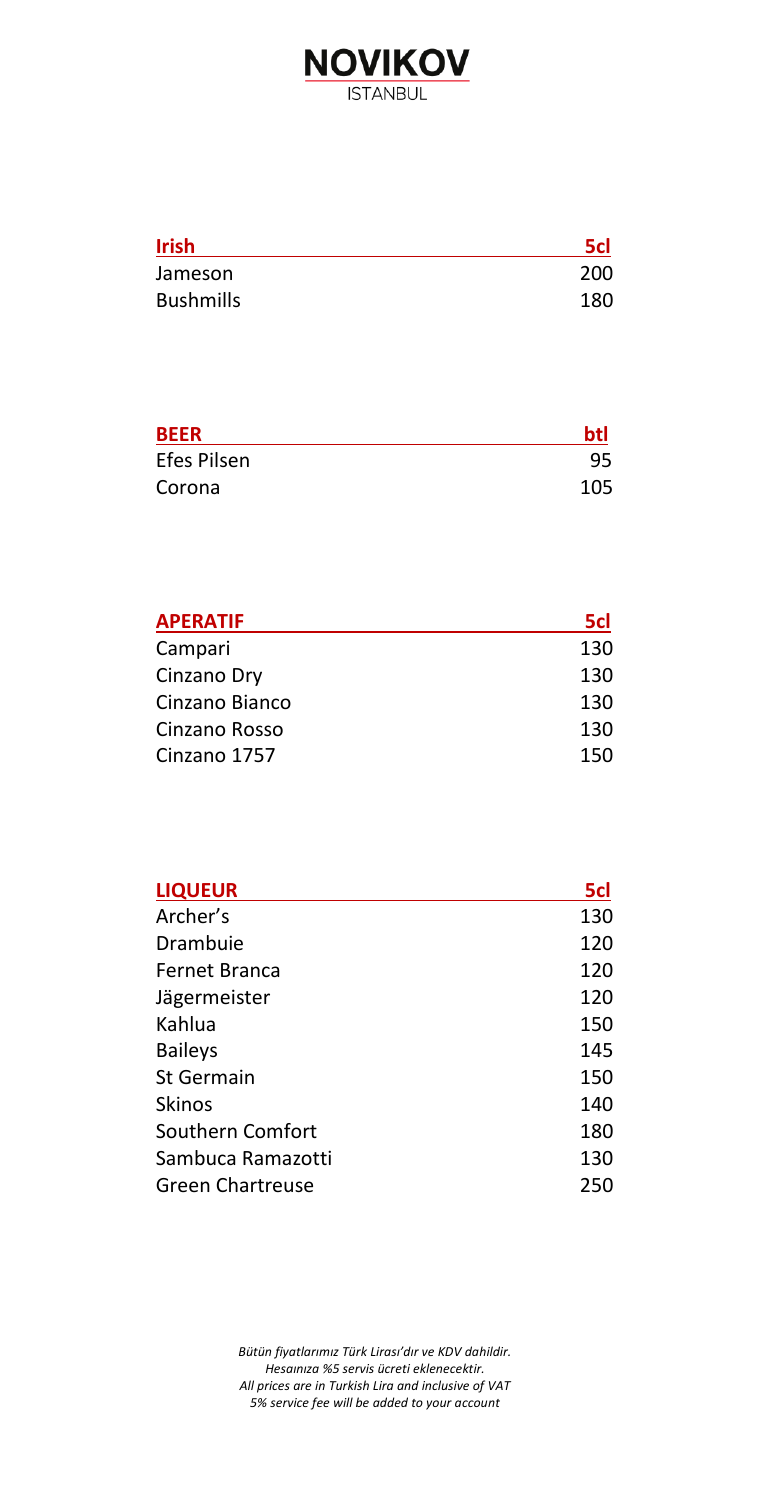# NOVIKOV

ISTANBUL

| Irish | 5cl |
| --- | --- |
| Jameson | 200 |
| Bushmills | 180 |

| BEER | btl |
| --- | --- |
| Efes Pilsen | 95 |
| Corona | 105 |

| APERATIF | 5cl |
| --- | --- |
| Campari | 130 |
| Cinzano Dry | 130 |
| Cinzano Bianco | 130 |
| Cinzano Rosso | 130 |
| Cinzano 1757 | 150 |

| LIQUEUR | 5cl |
| --- | --- |
| Archer's | 130 |
| Drambuie | 120 |
| Fernet Branca | 120 |
| Jägermeister | 120 |
| Kahlua | 150 |
| Baileys | 145 |
| St Germain | 150 |
| Skinos | 140 |
| Southern Comfort | 180 |
| Sambuca Ramazotti | 130 |
| Green Chartreuse | 250 |

*Bütün fiyatlarımız Türk Lirası'dır ve KDV dahildir.*
*Hesaınıza %5 servis ücreti eklenecektir.*
*All prices are in Turkish Lira and inclusive of VAT*
*5% service fee will be added to your account*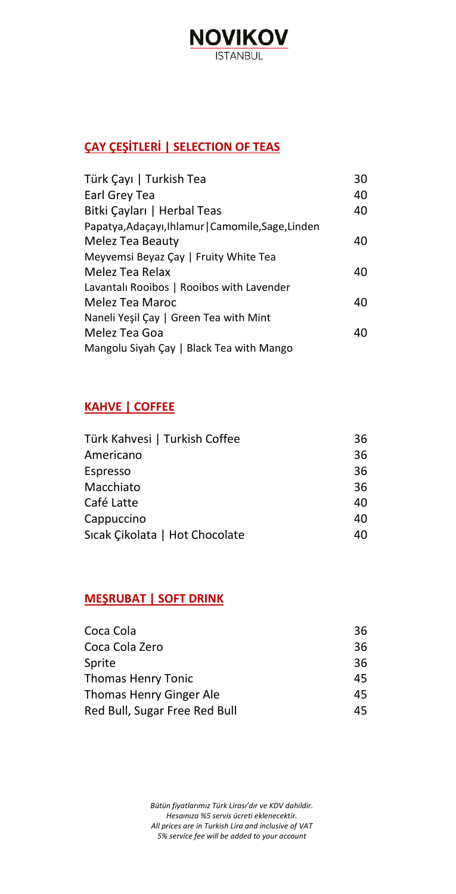# NOVIKOV

ISTANBUL

## ÇAY ÇEŞİTLERİ | SELECTION OF TEAS

| | |
|---|---|
| Türk Çayı \| Turkish Tea | 30 |
| Earl Grey Tea | 40 |
| Bitki Çayları \| Herbal Teas | 40 |
| Papatya,Adaçayı,Ihlamur\|Camomile,Sage,Linden | |
| Melez Tea Beauty | 40 |
| Meyvemsi Beyaz Çay \| Fruity White Tea | |
| Melez Tea Relax | 40 |
| Lavantalı Rooibos \| Rooibos with Lavender | |
| Melez Tea Maroc | 40 |
| Naneli Yeşil Çay \| Green Tea with Mint | |
| Melez Tea Goa | 40 |
| Mangolu Siyah Çay \| Black Tea with Mango | |

## KAHVE | COFFEE

| | |
|---|---|
| Türk Kahvesi \| Turkish Coffee | 36 |
| Americano | 36 |
| Espresso | 36 |
| Macchiato | 36 |
| Café Latte | 40 |
| Cappuccino | 40 |
| Sıcak Çikolata \| Hot Chocolate | 40 |

## MEŞRUBAT | SOFT DRINK

| | |
|---|---|
| Coca Cola | 36 |
| Coca Cola Zero | 36 |
| Sprite | 36 |
| Thomas Henry Tonic | 45 |
| Thomas Henry Ginger Ale | 45 |
| Red Bull, Sugar Free Red Bull | 45 |

*Bütün fiyatlarımız Türk Lirası'dır ve KDV dahildir.*
*Hesaınıza %5 servis ücreti eklenecektir.*
*All prices are in Turkish Lira and inclusive of VAT*
*5% service fee will be added to your account*